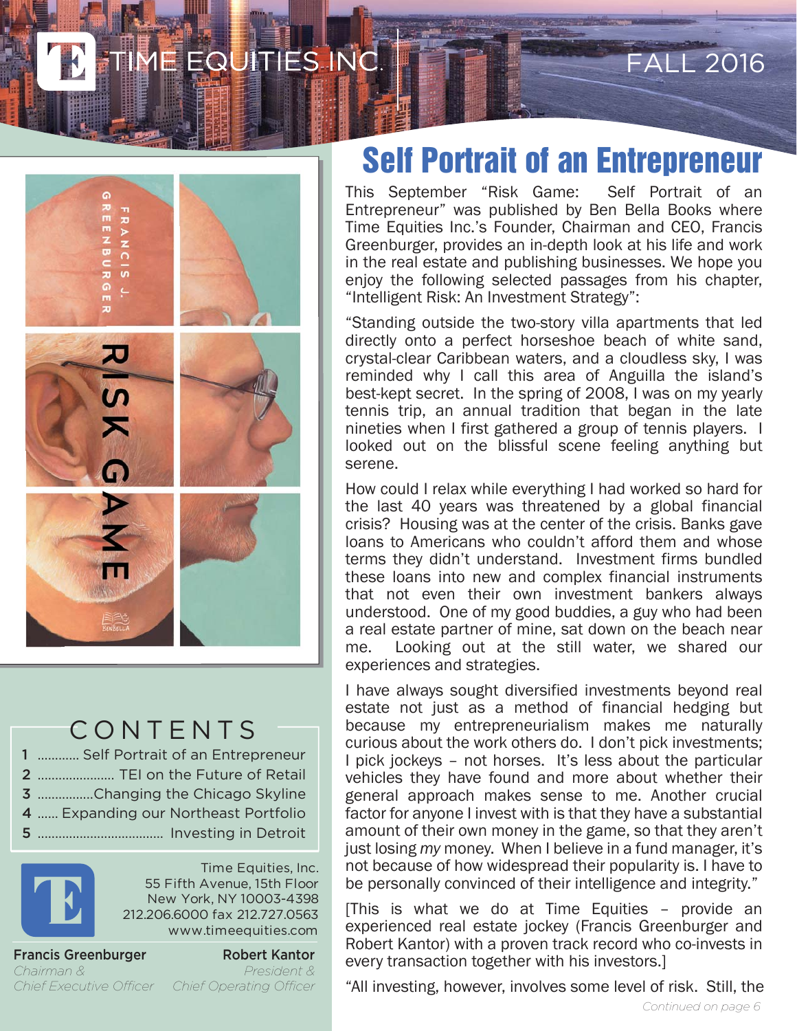# TIME EQUITIES INC.

FALL 2016

## CONTENTS

1 ............ Self Portrait of an Entrepreneur
2 ...................... TEI on the Future of Retail
3 ................Changing the Chicago Skyline
4 ...... Expanding our Northeast Portfolio
5 ................................... Investing in Detroit

Time Equities, Inc.
55 Fifth Avenue, 15th Floor
New York, NY 10003-4398
212.206.6000 fax 212.727.0563
www.timeequities.com

**Francis Greenburger**
*Chairman & Chief Executive Officer*

**Robert Kantor**
*President & Chief Operating Officer*

# Self Portrait of an Entrepreneur

This September "Risk Game: Self Portrait of an Entrepreneur" was published by Ben Bella Books where Time Equities Inc.'s Founder, Chairman and CEO, Francis Greenburger, provides an in-depth look at his life and work in the real estate and publishing businesses. We hope you enjoy the following selected passages from his chapter, "Intelligent Risk: An Investment Strategy":

"Standing outside the two-story villa apartments that led directly onto a perfect horseshoe beach of white sand, crystal-clear Caribbean waters, and a cloudless sky, I was reminded why I call this area of Anguilla the island's best-kept secret. In the spring of 2008, I was on my yearly tennis trip, an annual tradition that began in the late nineties when I first gathered a group of tennis players. I looked out on the blissful scene feeling anything but serene.

How could I relax while everything I had worked so hard for the last 40 years was threatened by a global financial crisis? Housing was at the center of the crisis. Banks gave loans to Americans who couldn't afford them and whose terms they didn't understand. Investment firms bundled these loans into new and complex financial instruments that not even their own investment bankers always understood. One of my good buddies, a guy who had been a real estate partner of mine, sat down on the beach near me. Looking out at the still water, we shared our experiences and strategies.

I have always sought diversified investments beyond real estate not just as a method of financial hedging but because my entrepreneurialism makes me naturally curious about the work others do. I don't pick investments; I pick jockeys – not horses. It's less about the particular vehicles they have found and more about whether their general approach makes sense to me. Another crucial factor for anyone I invest with is that they have a substantial amount of their own money in the game, so that they aren't just losing *my* money. When I believe in a fund manager, it's not because of how widespread their popularity is. I have to be personally convinced of their intelligence and integrity."

[This is what we do at Time Equities – provide an experienced real estate jockey (Francis Greenburger and Robert Kantor) with a proven track record who co-invests in every transaction together with his investors.]

"All investing, however, involves some level of risk. Still, the

*Continued on page 6*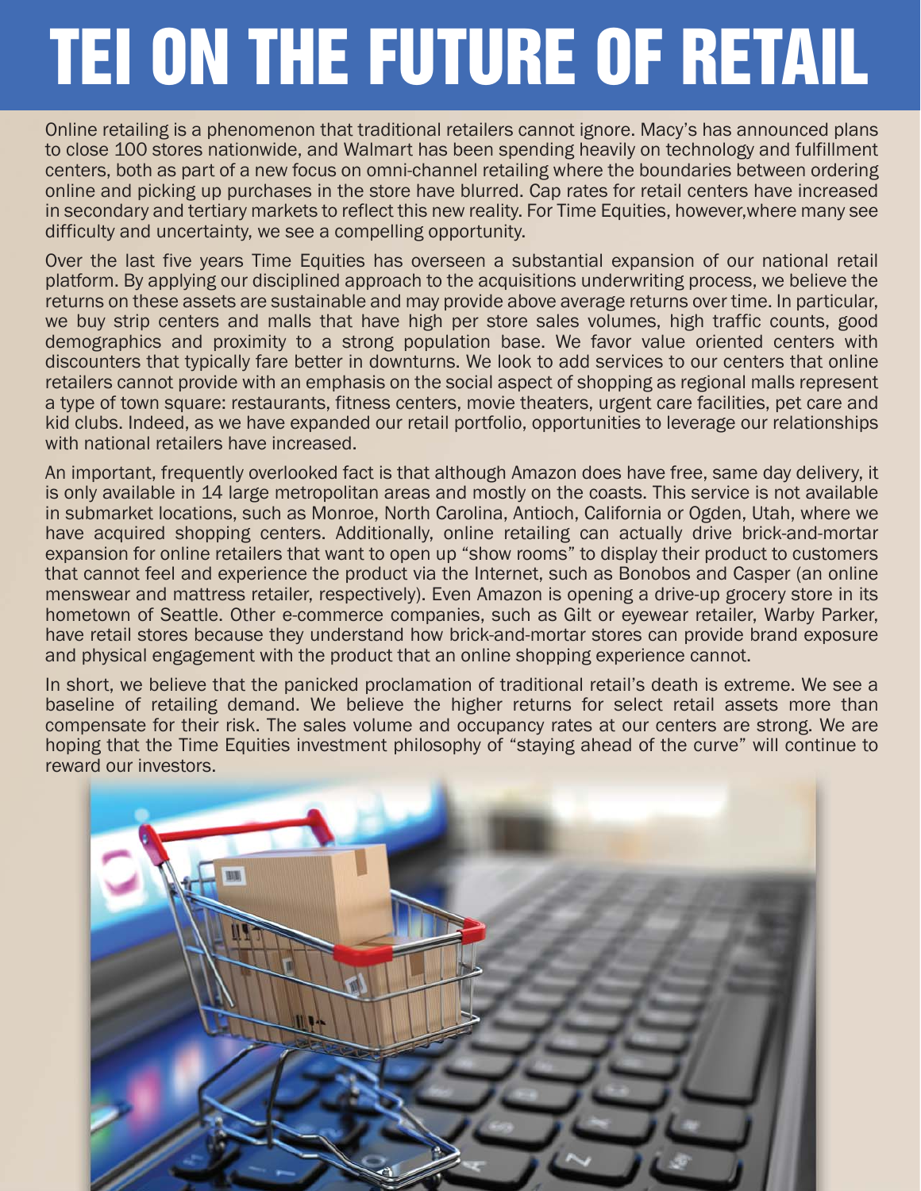# TEI ON THE FUTURE OF RETAIL

Online retailing is a phenomenon that traditional retailers cannot ignore. Macy's has announced plans to close 100 stores nationwide, and Walmart has been spending heavily on technology and fulfillment centers, both as part of a new focus on omni-channel retailing where the boundaries between ordering online and picking up purchases in the store have blurred. Cap rates for retail centers have increased in secondary and tertiary markets to reflect this new reality. For Time Equities, however,where many see difficulty and uncertainty, we see a compelling opportunity.

Over the last five years Time Equities has overseen a substantial expansion of our national retail platform. By applying our disciplined approach to the acquisitions underwriting process, we believe the returns on these assets are sustainable and may provide above average returns over time. In particular, we buy strip centers and malls that have high per store sales volumes, high traffic counts, good demographics and proximity to a strong population base. We favor value oriented centers with discounters that typically fare better in downturns. We look to add services to our centers that online retailers cannot provide with an emphasis on the social aspect of shopping as regional malls represent a type of town square: restaurants, fitness centers, movie theaters, urgent care facilities, pet care and kid clubs. Indeed, as we have expanded our retail portfolio, opportunities to leverage our relationships with national retailers have increased.

An important, frequently overlooked fact is that although Amazon does have free, same day delivery, it is only available in 14 large metropolitan areas and mostly on the coasts. This service is not available in submarket locations, such as Monroe, North Carolina, Antioch, California or Ogden, Utah, where we have acquired shopping centers. Additionally, online retailing can actually drive brick-and-mortar expansion for online retailers that want to open up "show rooms" to display their product to customers that cannot feel and experience the product via the Internet, such as Bonobos and Casper (an online menswear and mattress retailer, respectively). Even Amazon is opening a drive-up grocery store in its hometown of Seattle. Other e-commerce companies, such as Gilt or eyewear retailer, Warby Parker, have retail stores because they understand how brick-and-mortar stores can provide brand exposure and physical engagement with the product that an online shopping experience cannot.

In short, we believe that the panicked proclamation of traditional retail's death is extreme. We see a baseline of retailing demand. We believe the higher returns for select retail assets more than compensate for their risk. The sales volume and occupancy rates at our centers are strong. We are hoping that the Time Equities investment philosophy of "staying ahead of the curve" will continue to reward our investors.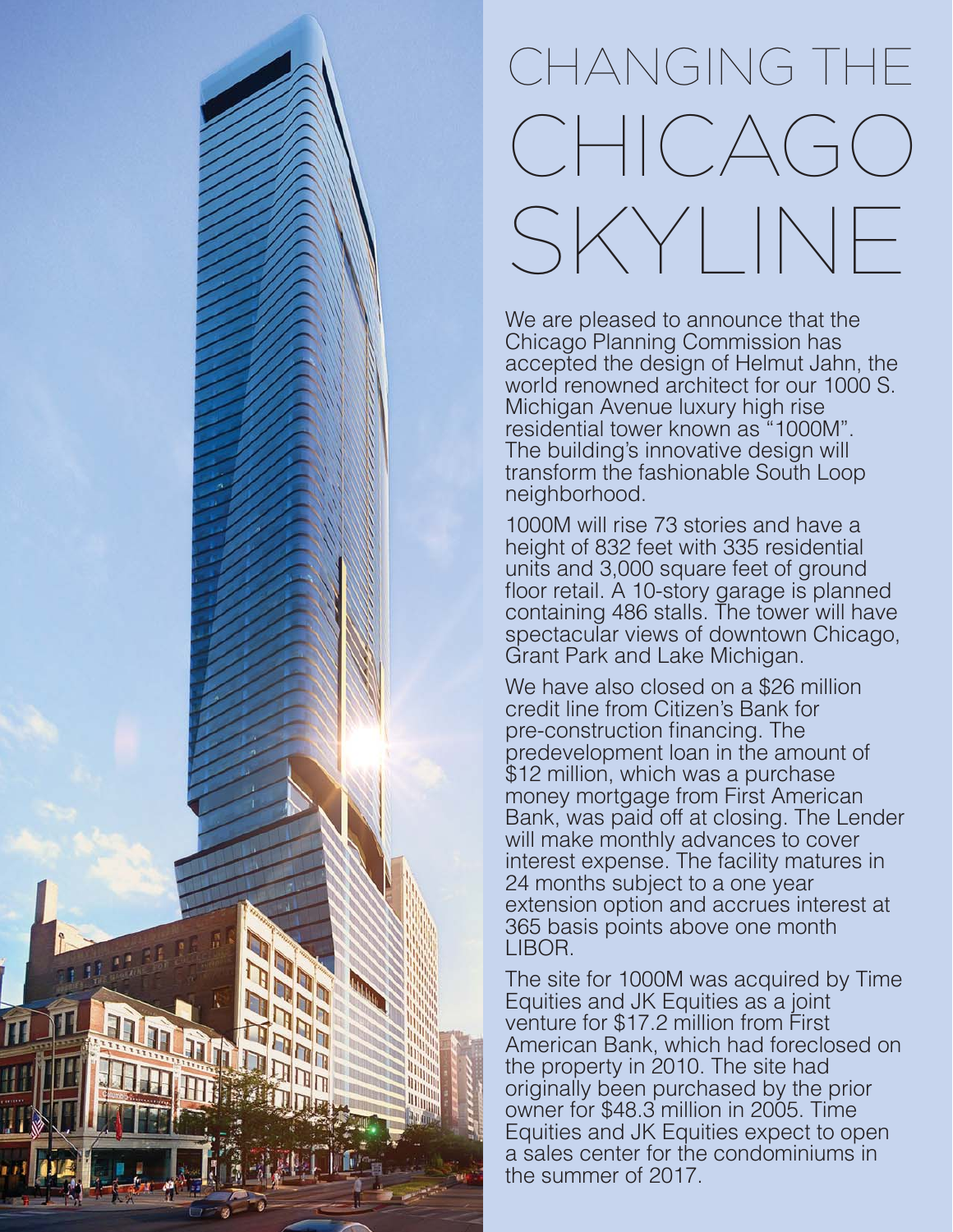# CHANGING THE CHICAGO SKYLINE

We are pleased to announce that the Chicago Planning Commission has accepted the design of Helmut Jahn, the world renowned architect for our 1000 S. Michigan Avenue luxury high rise residential tower known as "1000M". The building's innovative design will transform the fashionable South Loop neighborhood.

1000M will rise 73 stories and have a height of 832 feet with 335 residential units and 3,000 square feet of ground floor retail. A 10-story garage is planned containing 486 stalls. The tower will have spectacular views of downtown Chicago, Grant Park and Lake Michigan.

We have also closed on a $26 million credit line from Citizen's Bank for pre-construction financing. The predevelopment loan in the amount of $12 million, which was a purchase money mortgage from First American Bank, was paid off at closing. The Lender will make monthly advances to cover interest expense. The facility matures in 24 months subject to a one year extension option and accrues interest at 365 basis points above one month LIBOR.

The site for 1000M was acquired by Time Equities and JK Equities as a joint venture for $17.2 million from First American Bank, which had foreclosed on the property in 2010. The site had originally been purchased by the prior owner for $48.3 million in 2005. Time Equities and JK Equities expect to open a sales center for the condominiums in the summer of 2017.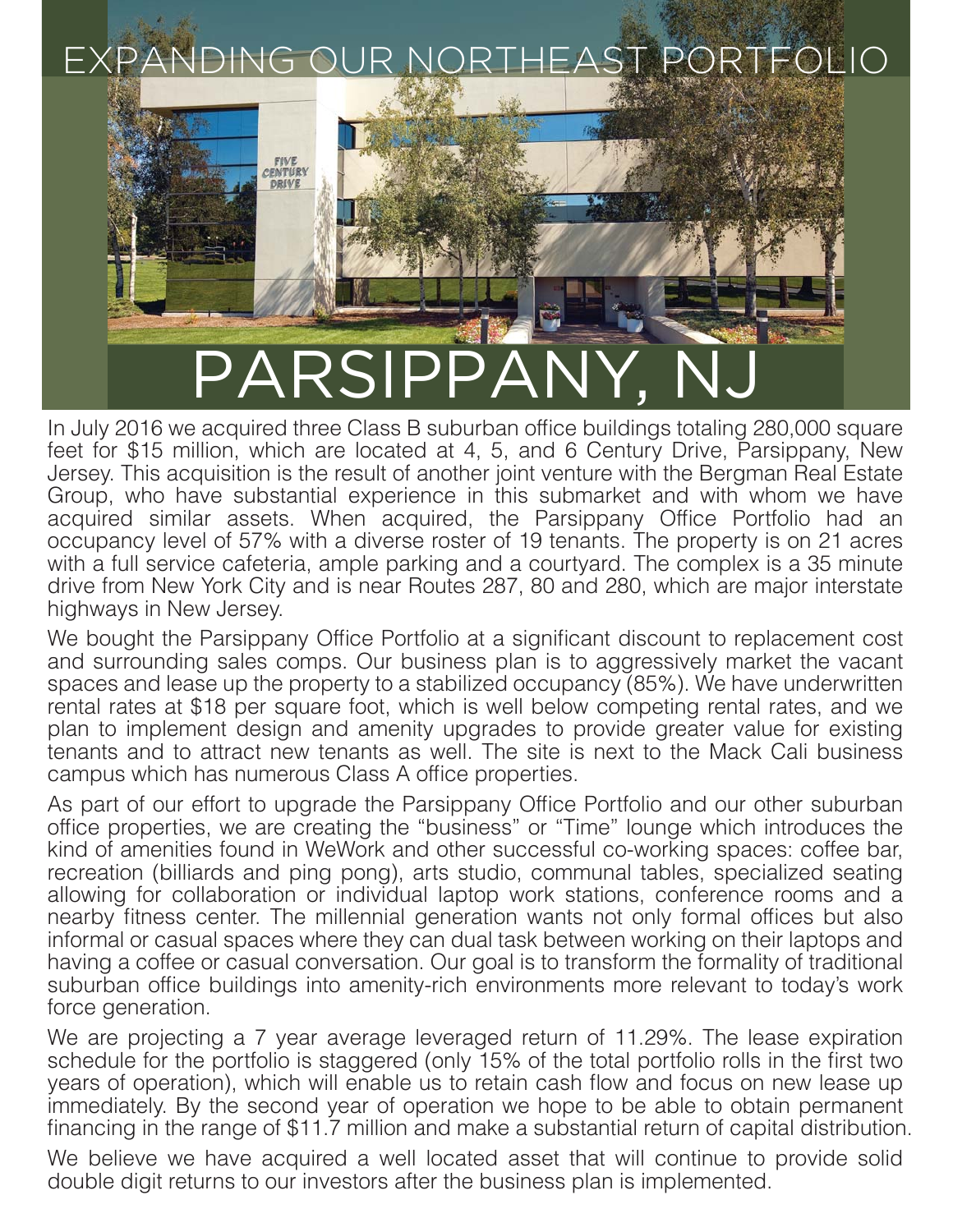# EXPANDING OUR NORTHEAST PORTFOLIO

# PARSIPPANY, NJ

In July 2016 we acquired three Class B suburban office buildings totaling 280,000 square feet for $15 million, which are located at 4, 5, and 6 Century Drive, Parsippany, New Jersey. This acquisition is the result of another joint venture with the Bergman Real Estate Group, who have substantial experience in this submarket and with whom we have acquired similar assets. When acquired, the Parsippany Office Portfolio had an occupancy level of 57% with a diverse roster of 19 tenants. The property is on 21 acres with a full service cafeteria, ample parking and a courtyard. The complex is a 35 minute drive from New York City and is near Routes 287, 80 and 280, which are major interstate highways in New Jersey.

We bought the Parsippany Office Portfolio at a significant discount to replacement cost and surrounding sales comps. Our business plan is to aggressively market the vacant spaces and lease up the property to a stabilized occupancy (85%). We have underwritten rental rates at $18 per square foot, which is well below competing rental rates, and we plan to implement design and amenity upgrades to provide greater value for existing tenants and to attract new tenants as well. The site is next to the Mack Cali business campus which has numerous Class A office properties.

As part of our effort to upgrade the Parsippany Office Portfolio and our other suburban office properties, we are creating the "business" or "Time" lounge which introduces the kind of amenities found in WeWork and other successful co-working spaces: coffee bar, recreation (billiards and ping pong), arts studio, communal tables, specialized seating allowing for collaboration or individual laptop work stations, conference rooms and a nearby fitness center. The millennial generation wants not only formal offices but also informal or casual spaces where they can dual task between working on their laptops and having a coffee or casual conversation. Our goal is to transform the formality of traditional suburban office buildings into amenity-rich environments more relevant to today's work force generation.

We are projecting a 7 year average leveraged return of 11.29%. The lease expiration schedule for the portfolio is staggered (only 15% of the total portfolio rolls in the first two years of operation), which will enable us to retain cash flow and focus on new lease up immediately. By the second year of operation we hope to be able to obtain permanent financing in the range of $11.7 million and make a substantial return of capital distribution.

We believe we have acquired a well located asset that will continue to provide solid double digit returns to our investors after the business plan is implemented.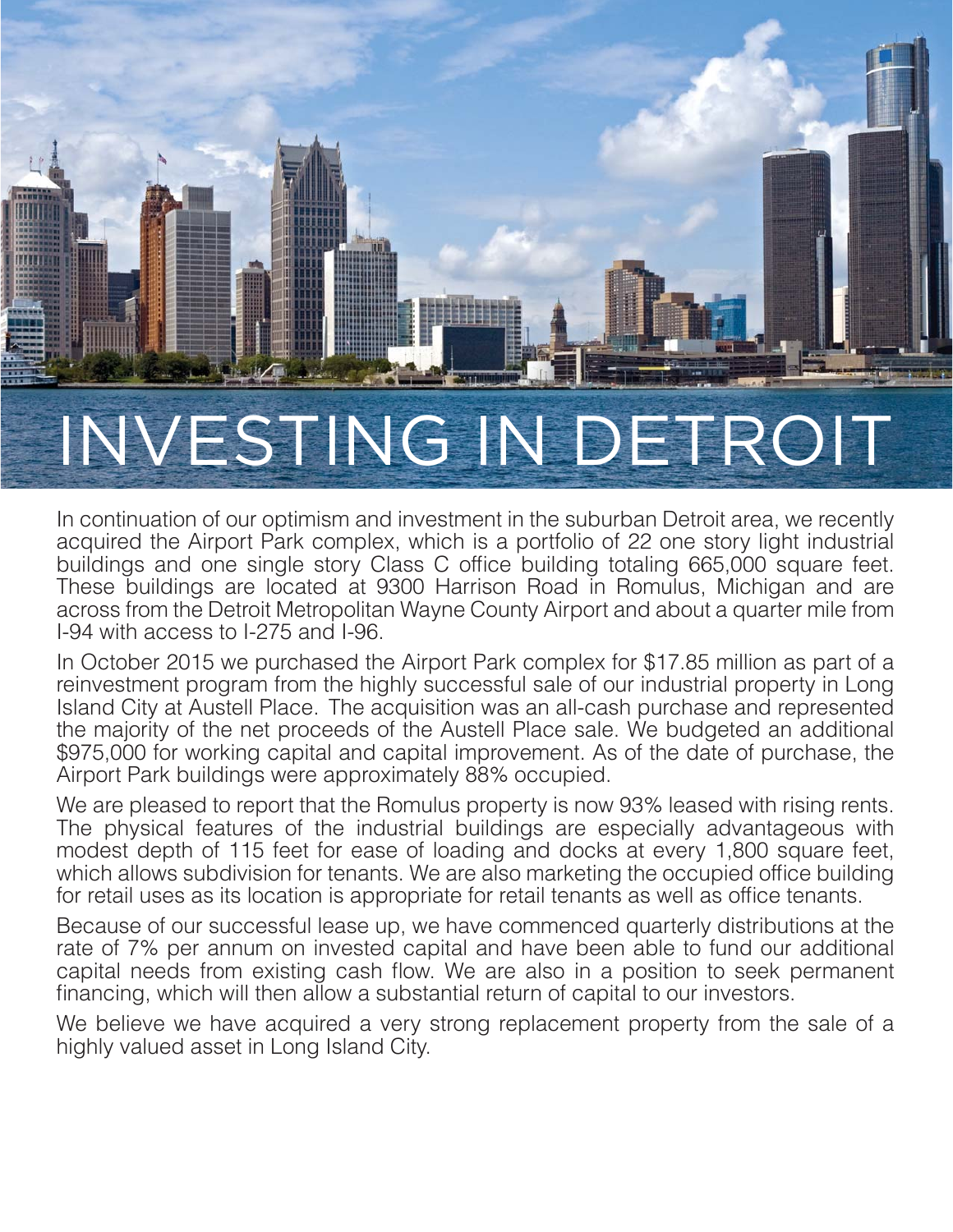# INVESTING IN DETROIT

In continuation of our optimism and investment in the suburban Detroit area, we recently acquired the Airport Park complex, which is a portfolio of 22 one story light industrial buildings and one single story Class C office building totaling 665,000 square feet. These buildings are located at 9300 Harrison Road in Romulus, Michigan and are across from the Detroit Metropolitan Wayne County Airport and about a quarter mile from I-94 with access to I-275 and I-96.

In October 2015 we purchased the Airport Park complex for $17.85 million as part of a reinvestment program from the highly successful sale of our industrial property in Long Island City at Austell Place. The acquisition was an all-cash purchase and represented the majority of the net proceeds of the Austell Place sale. We budgeted an additional $975,000 for working capital and capital improvement. As of the date of purchase, the Airport Park buildings were approximately 88% occupied.

We are pleased to report that the Romulus property is now 93% leased with rising rents. The physical features of the industrial buildings are especially advantageous with modest depth of 115 feet for ease of loading and docks at every 1,800 square feet, which allows subdivision for tenants. We are also marketing the occupied office building for retail uses as its location is appropriate for retail tenants as well as office tenants.

Because of our successful lease up, we have commenced quarterly distributions at the rate of 7% per annum on invested capital and have been able to fund our additional capital needs from existing cash flow. We are also in a position to seek permanent financing, which will then allow a substantial return of capital to our investors.

We believe we have acquired a very strong replacement property from the sale of a highly valued asset in Long Island City.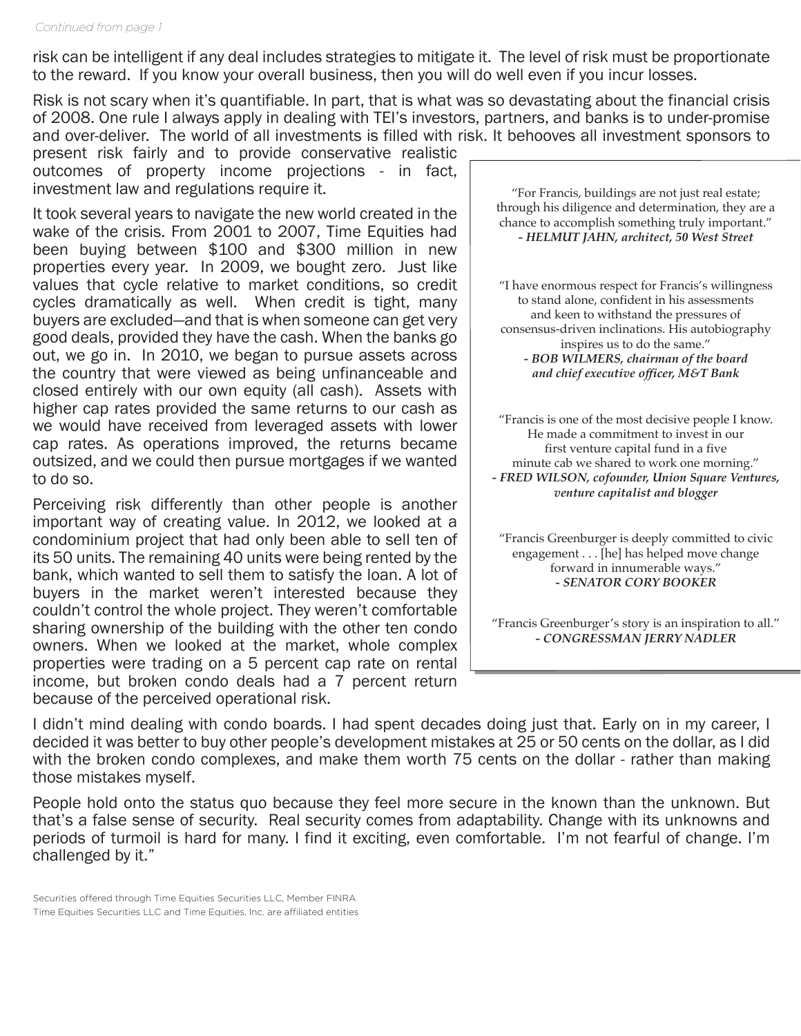*Continued from page 1*

risk can be intelligent if any deal includes strategies to mitigate it. The level of risk must be proportionate to the reward. If you know your overall business, then you will do well even if you incur losses.

Risk is not scary when it's quantifiable. In part, that is what was so devastating about the financial crisis of 2008. One rule I always apply in dealing with TEI's investors, partners, and banks is to under-promise and over-deliver. The world of all investments is filled with risk. It behooves all investment sponsors to present risk fairly and to provide conservative realistic outcomes of property income projections - in fact, investment law and regulations require it.

It took several years to navigate the new world created in the wake of the crisis. From 2001 to 2007, Time Equities had been buying between $100 and $300 million in new properties every year. In 2009, we bought zero. Just like values that cycle relative to market conditions, so credit cycles dramatically as well. When credit is tight, many buyers are excluded—and that is when someone can get very good deals, provided they have the cash. When the banks go out, we go in. In 2010, we began to pursue assets across the country that were viewed as being unfinanceable and closed entirely with our own equity (all cash). Assets with higher cap rates provided the same returns to our cash as we would have received from leveraged assets with lower cap rates. As operations improved, the returns became outsized, and we could then pursue mortgages if we wanted to do so.

Perceiving risk differently than other people is another important way of creating value. In 2012, we looked at a condominium project that had only been able to sell ten of its 50 units. The remaining 40 units were being rented by the bank, which wanted to sell them to satisfy the loan. A lot of buyers in the market weren't interested because they couldn't control the whole project. They weren't comfortable sharing ownership of the building with the other ten condo owners. When we looked at the market, whole complex properties were trading on a 5 percent cap rate on rental income, but broken condo deals had a 7 percent return because of the perceived operational risk.

I didn't mind dealing with condo boards. I had spent decades doing just that. Early on in my career, I decided it was better to buy other people's development mistakes at 25 or 50 cents on the dollar, as I did with the broken condo complexes, and make them worth 75 cents on the dollar - rather than making those mistakes myself.

People hold onto the status quo because they feel more secure in the known than the unknown. But that's a false sense of security. Real security comes from adaptability. Change with its unknowns and periods of turmoil is hard for many. I find it exciting, even comfortable. I'm not fearful of change. I'm challenged by it."

"For Francis, buildings are not just real estate; through his diligence and determination, they are a chance to accomplish something truly important."
***- HELMUT JAHN, architect, 50 West Street***

"I have enormous respect for Francis's willingness to stand alone, confident in his assessments and keen to withstand the pressures of consensus-driven inclinations. His autobiography inspires us to do the same."
***- BOB WILMERS, chairman of the board and chief executive officer, M&T Bank***

"Francis is one of the most decisive people I know. He made a commitment to invest in our first venture capital fund in a five minute cab we shared to work one morning."
***- FRED WILSON, cofounder, Union Square Ventures, venture capitalist and blogger***

"Francis Greenburger is deeply committed to civic engagement . . . [he] has helped move change forward in innumerable ways."
***- SENATOR CORY BOOKER***

"Francis Greenburger's story is an inspiration to all."
***- CONGRESSMAN JERRY NADLER***

Securities offered through Time Equities Securities LLC, Member FINRA
Time Equities Securities LLC and Time Equities, Inc. are affiliated entities